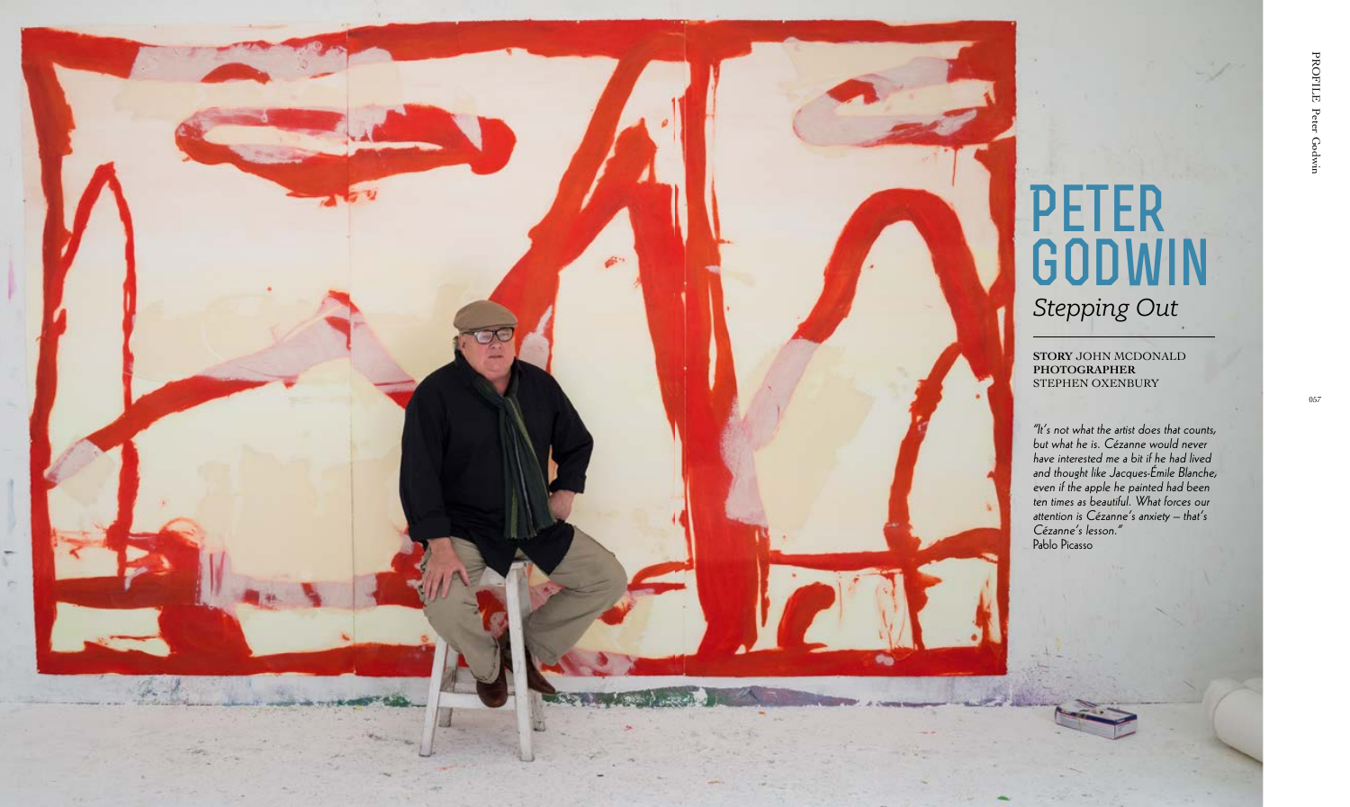# PETER GODWIN

## *Stepping Out*

**STORY** JOHN MCDONALD
**PHOTOGRAPHER** STEPHEN OXENBURY

*"It's not what the artist does that counts, but what he is. Cézanne would never have interested me a bit if he had lived and thought like Jacques-Émile Blanche, even if the apple he painted had been ten times as beautiful. What forces our attention is Cézanne's anxiety – that's Cézanne's lesson."*
Pablo Picasso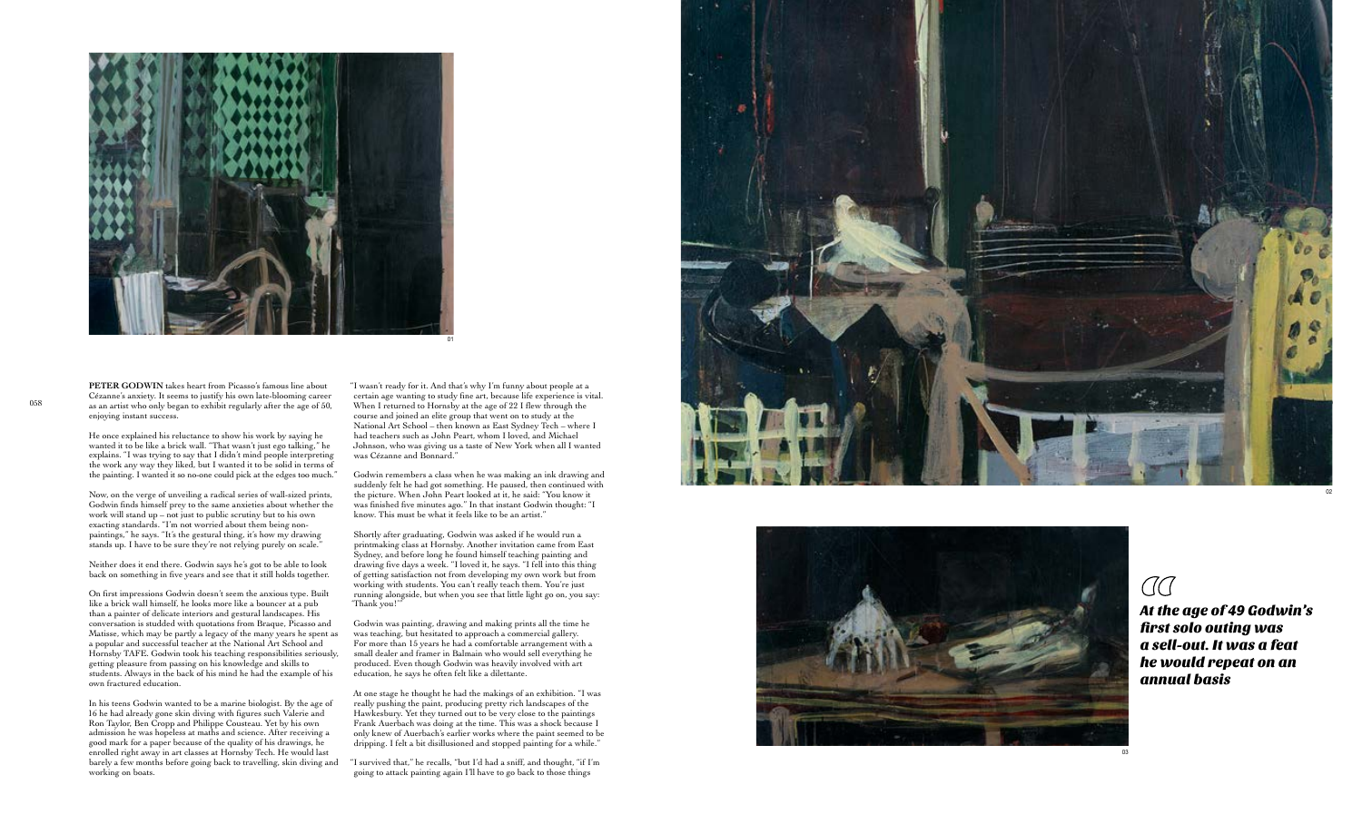**PETER GODWIN** takes heart from Picasso's famous line about Cézanne's anxiety. It seems to justify his own late-blooming career as an artist who only began to exhibit regularly after the age of 50, enjoying instant success.

He once explained his reluctance to show his work by saying he wanted it to be like a brick wall. "That wasn't just ego talking," he explains. "I was trying to say that I didn't mind people interpreting the work any way they liked, but I wanted it to be solid in terms of the painting. I wanted it so no-one could pick at the edges too much."

Now, on the verge of unveiling a radical series of wall-sized prints, Godwin finds himself prey to the same anxieties about whether the work will stand up – not just to public scrutiny but to his own exacting standards. "I'm not worried about them being non-paintings," he says. "It's the gestural thing, it's how my drawing stands up. I have to be sure they're not relying purely on scale."

Neither does it end there. Godwin says he's got to be able to look back on something in five years and see that it still holds together.

On first impressions Godwin doesn't seem the anxious type. Built like a brick wall himself, he looks more like a bouncer at a pub than a painter of delicate interiors and gestural landscapes. His conversation is studded with quotations from Braque, Picasso and Matisse, which may be partly a legacy of the many years he spent as a popular and successful teacher at the National Art School and Hornsby TAFE. Godwin took his teaching responsibilities seriously, getting pleasure from passing on his knowledge and skills to students. Always in the back of his mind he had the example of his own fractured education.

In his teens Godwin wanted to be a marine biologist. By the age of 16 he had already gone skin diving with figures such Valerie and Ron Taylor, Ben Cropp and Philippe Cousteau. Yet by his own admission he was hopeless at maths and science. After receiving a good mark for a paper because of the quality of his drawings, he enrolled right away in art classes at Hornsby Tech. He would last barely a few months before going back to travelling, skin diving and working on boats.

"I wasn't ready for it. And that's why I'm funny about people at a certain age wanting to study fine art, because life experience is vital. When I returned to Hornsby at the age of 22 I flew through the course and joined an elite group that went on to study at the National Art School – then known as East Sydney Tech – where I had teachers such as John Peart, whom I loved, and Michael Johnson, who was giving us a taste of New York when all I wanted was Cézanne and Bonnard."

Godwin remembers a class when he was making an ink drawing and suddenly felt he had got something. He paused, then continued with the picture. When John Peart looked at it, he said: "You know it was finished five minutes ago." In that instant Godwin thought: "I know. This must be what it feels like to be an artist."

Shortly after graduating, Godwin was asked if he would run a printmaking class at Hornsby. Another invitation came from East Sydney, and before long he found himself teaching painting and drawing five days a week. "I loved it, he says. "I fell into this thing of getting satisfaction not from developing my own work but from working with students. You can't really teach them. You're just running alongside, but when you see that little light go on, you say: 'Thank you!'"

Godwin was painting, drawing and making prints all the time he was teaching, but hesitated to approach a commercial gallery. For more than 15 years he had a comfortable arrangement with a small dealer and framer in Balmain who would sell everything he produced. Even though Godwin was heavily involved with art education, he says he often felt like a dilettante.

At one stage he thought he had the makings of an exhibition. "I was really pushing the paint, producing pretty rich landscapes of the Hawkesbury. Yet they turned out to be very close to the paintings Frank Auerbach was doing at the time. This was a shock because I only knew of Auerbach's earlier works where the paint seemed to be dripping. I felt a bit disillusioned and stopped painting for a while."

"I survived that," he recalls, "but I'd had a sniff, and thought, "if I'm going to attack painting again I'll have to go back to those things

> ***At the age of 49 Godwin's first solo outing was a sell-out. It was a feat he would repeat on an annual basis***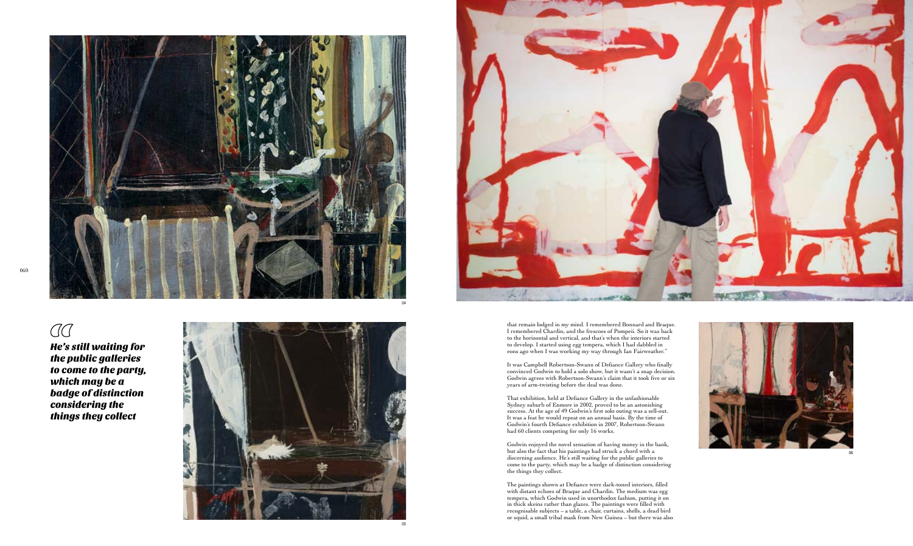*He's still waiting for the public galleries to come to the party, which may be a badge of distinction considering the things they collect*

that remain lodged in my mind. I remembered Bonnard and Braque. I remembered Chardin, and the frescoes of Pompeii. So it was back to the horizontal and vertical, and that's when the interiors started to develop. I started using egg tempera, which I had dabbled in eons ago when I was working my way through Ian Fairweather."

It was Campbell Robertson-Swann of Defiance Gallery who finally convinced Godwin to hold a solo show, but it wasn't a snap decision. Godwin agrees with Robertson-Swann's claim that it took five or six years of arm-twisting before the deal was done.

That exhibition, held at Defiance Gallery in the unfashionable Sydney suburb of Enmore in 2002, proved to be an astonishing success. At the age of 49 Godwin's first solo outing was a sell-out. It was a feat he would repeat on an annual basis. By the time of Godwin's fourth Defiance exhibition in 2007, Robertson-Swann had 60 clients competing for only 16 works.

Godwin enjoyed the novel sensation of having money in the bank, but also the fact that his paintings had struck a chord with a discerning audience. He's still waiting for the public galleries to come to the party, which may be a badge of distinction considering the things they collect.

The paintings shown at Defiance were dark-toned interiors, filled with distant echoes of Braque and Chardin. The medium was egg tempera, which Godwin used in unorthodox fashion, putting it on in thick skeins rather than glazes. The paintings were filled with recognisable subjects – a table, a chair, curtains, shells, a dead bird or squid, a small tribal mask from New Guinea – but there was also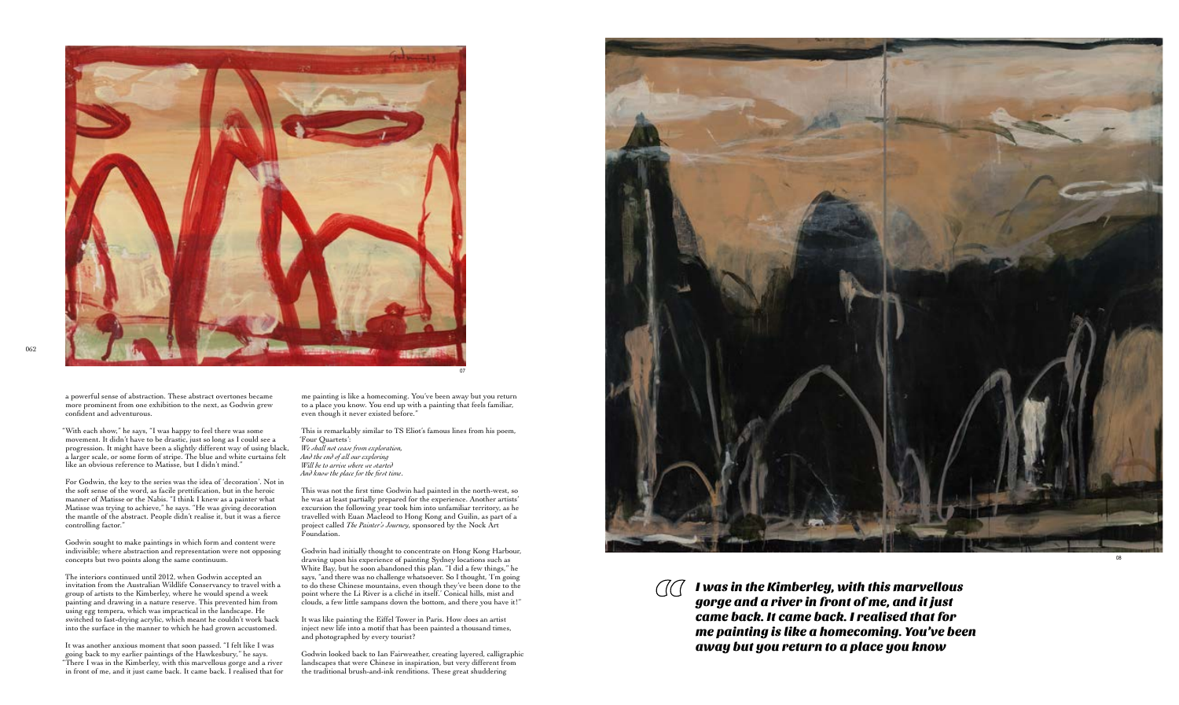a powerful sense of abstraction. These abstract overtones became more prominent from one exhibition to the next, as Godwin grew confident and adventurous.

"With each show," he says, "I was happy to feel there was some movement. It didn't have to be drastic, just so long as I could see a progression. It might have been a slightly different way of using black, a larger scale, or some form of stripe. The blue and white curtains felt like an obvious reference to Matisse, but I didn't mind."

For Godwin, the key to the series was the idea of 'decoration'. Not in the soft sense of the word, as facile prettification, but in the heroic manner of Matisse or the Nabis. "I think I knew as a painter what Matisse was trying to achieve," he says. "He was giving decoration the mantle of the abstract. People didn't realise it, but it was a fierce controlling factor."

Godwin sought to make paintings in which form and content were indivisible; where abstraction and representation were not opposing concepts but two points along the same continuum.

The interiors continued until 2012, when Godwin accepted an invitation from the Australian Wildlife Conservancy to travel with a group of artists to the Kimberley, where he would spend a week painting and drawing in a nature reserve. This prevented him from using egg tempera, which was impractical in the landscape. He switched to fast-drying acrylic, which meant he couldn't work back into the surface in the manner to which he had grown accustomed.

It was another anxious moment that soon passed. "I felt like I was going back to my earlier paintings of the Hawkesbury," he says. "There I was in the Kimberley, with this marvellous gorge and a river in front of me, and it just came back. It came back. I realised that for me painting is like a homecoming. You've been away but you return to a place you know. You end up with a painting that feels familiar, even though it never existed before."

This is remarkably similar to TS Eliot's famous lines from his poem, 'Four Quartets':

*We shall not cease from exploration,*
*And the end of all our exploring*
*Will be to arrive where we started*
*And know the place for the first time.*

This was not the first time Godwin had painted in the north-west, so he was at least partially prepared for the experience. Another artists' excursion the following year took him into unfamiliar territory, as he travelled with Euan Macleod to Hong Kong and Guilin, as part of a project called *The Painter's Journey*, sponsored by the Nock Art Foundation.

Godwin had initially thought to concentrate on Hong Kong Harbour, drawing upon his experience of painting Sydney locations such as White Bay, but he soon abandoned this plan. "I did a few things," he says, "and there was no challenge whatsoever. So I thought, 'I'm going to do these Chinese mountains, even though they've been done to the point where the Li River is a cliché in itself.' Conical hills, mist and clouds, a few little sampans down the bottom, and there you have it!"

It was like painting the Eiffel Tower in Paris. How does an artist inject new life into a motif that has been painted a thousand times, and photographed by every tourist?

Godwin looked back to Ian Fairweather, creating layered, calligraphic landscapes that were Chinese in inspiration, but very different from the traditional brush-and-ink renditions. These great shuddering

> ***I was in the Kimberley, with this marvellous gorge and a river in front of me, and it just came back. It came back. I realised that for me painting is like a homecoming. You've been away but you return to a place you know***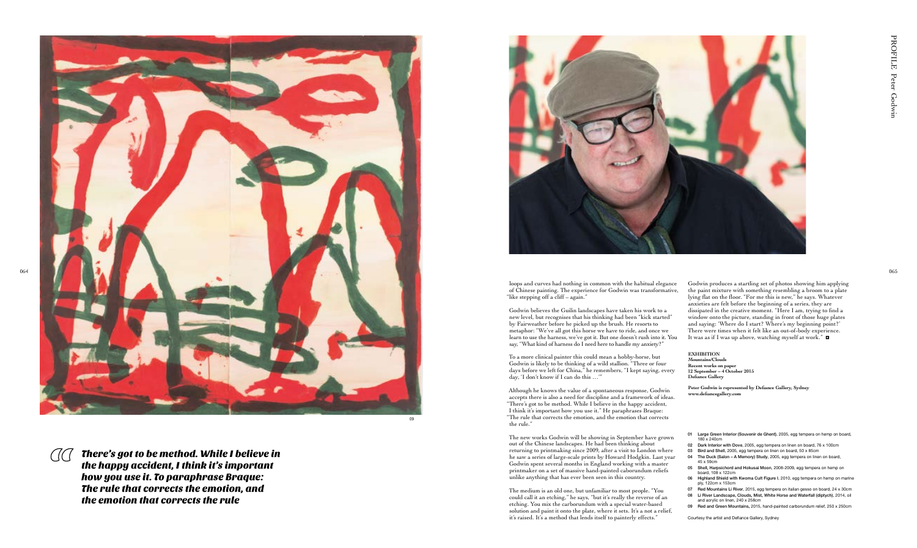loops and curves had nothing in common with the habitual elegance of Chinese painting. The experience for Godwin was transformative, "like stepping off a cliff – again."

Godwin believes the Guilin landscapes have taken his work to a new level, but recognises that his thinking had been "kick started" by Fairweather before he picked up the brush. He resorts to metaphor: "We've all got this horse we have to ride, and once we learn to use the harness, we've got it. But one doesn't rush into it. You say, "What kind of harness do I need here to handle my anxiety?"

To a more clinical painter this could mean a hobby-horse, but Godwin is likely to be thinking of a wild stallion. "Three or four days before we left for China," he remembers, "I kept saying, every day, 'I don't know if I can do this …'"

Although he knows the value of a spontaneous response, Godwin accepts there is also a need for discipline and a framework of ideas. "There's got to be method. While I believe in the happy accident, I think it's important how you use it." He paraphrases Braque: "The rule that corrects the emotion, and the emotion that corrects the rule."

The new works Godwin will be showing in September have grown out of the Chinese landscapes. He had been thinking about returning to printmaking since 2009, after a visit to London where he saw a series of large-scale prints by Howard Hodgkin. Last year Godwin spent several months in England working with a master printmaker on a set of massive hand-painted caborundum reliefs unlike anything that has ever been seen in this country.

The medium is an old one, but unfamiliar to most people. "You could call it an etching," he says, "but it's really the reverse of an etching. You mix the carborundum with a special water-based solution and paint it onto the plate, where it sets. It's a not a relief, it's raised. It's a method that lends itself to painterly effects."

Godwin produces a startling set of photos showing him applying the paint mixture with something resembling a broom to a plate lying flat on the floor. "For me this is new," he says. Whatever anxieties are felt before the beginning of a series, they are dissipated in the creative moment. "Here I am, trying to find a window onto the picture, standing in front of those huge plates and saying: 'Where do I start? Where's my beginning point?' There were times when it felt like an out-of-body experience. It was as if I was up above, watching myself at work." ◘

***There's got to be method. While I believe in the happy accident, I think it's important how you use it. To paraphrase Braque: The rule that corrects the emotion, and the emotion that corrects the rule***

**EXHIBITION**
**Mountains/Clouds**
**Recent works on paper**
**12 September – 4 October 2015**
**Defiance Gallery**

**Peter Godwin is represented by Defiance Gallery, Sydney**
**www.defiancegallery.com**

01 **Large Green Interior (Souvenir de Ghent)**, 2005, egg tempera on hemp on board, 180 x 240cm
02 **Dark Interior with Dove**, 2005, egg tempera on linen on board, 76 x 100cm
03 **Bird and Shell**, 2005, egg tempera on linen on board, 50 x 85cm
04 **The Duck (Salon – A Memory) Study**, 2005, egg tempera on linen on board, 45 x 59cm
05 **Shell, Harpsichord and Hokusai Moon**, 2008-2009, egg tempera on hemp on board, 108 x 122cm
06 **Highland Shield with Kwoma Cult Figure I**, 2010, egg tempera on hemp on marine ply, 122cm x 153cm
07 **Red Mountains Li River**, 2015, egg tempera on italian gesso on board, 24 x 30cm
08 **Li River Landscape, Clouds, Mist, White Horse and Waterfall (diptych)**, 2014, oil and acrylic on linen, 240 x 258cm
09 **Red and Green Mountains**, 2015, hand-painted carborundum relief, 250 x 250cm

Courtesy the artist and Defiance Gallery, Sydney